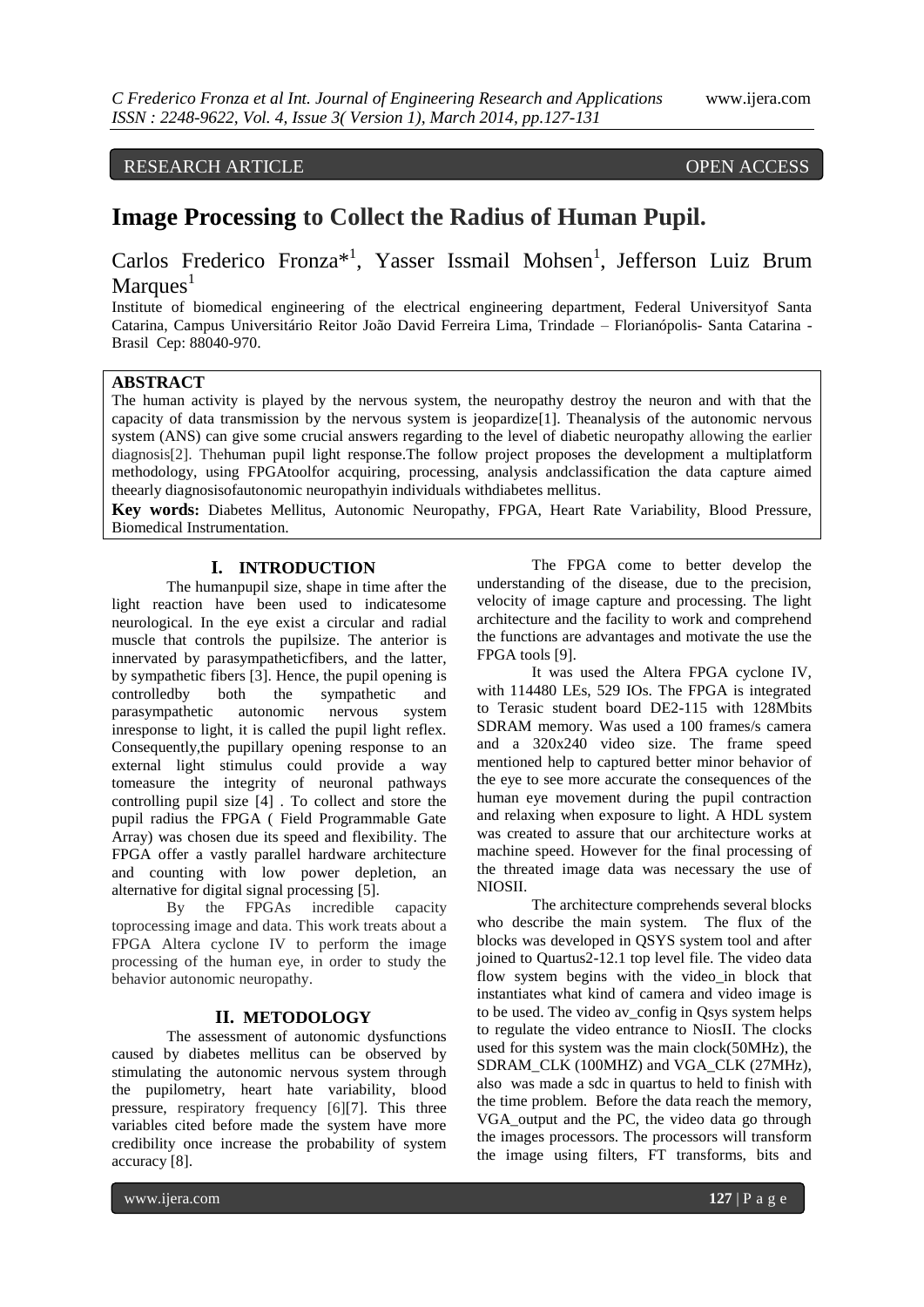RESEARCH ARTICLE OPEN ACCESS

# Image Processing to Collect the Radius of Human Pupil.

Carlos Frederico Fronza*[1], Yasser Issmail Mohsen[1], Jefferson Luiz Brum Marques[1]

Institute of biomedical engineering of the electrical engineering department, Federal Universityof Santa Catarina, Campus Universitário Reitor João David Ferreira Lima, Trindade – Florianópolis- Santa Catarina - Brasil Cep: 88040-970.

**ABSTRACT**

The human activity is played by the nervous system, the neuropathy destroy the neuron and with that the capacity of data transmission by the nervous system is jeopardize[1]. Theanalysis of the autonomic nervous system (ANS) can give some crucial answers regarding to the level of diabetic neuropathy allowing the earlier diagnosis[2]. Thehuman pupil light response.The follow project proposes the development a multiplatform methodology, using FPGAtoolfor acquiring, processing, analysis andclassification the data capture aimed theearly diagnosisofautonomic neuropathyin individuals withdiabetes mellitus.

**Key words:** Diabetes Mellitus, Autonomic Neuropathy, FPGA, Heart Rate Variability, Blood Pressure, Biomedical Instrumentation.

## I. INTRODUCTION

The humanpupil size, shape in time after the light reaction have been used to indicatesome neurological. In the eye exist a circular and radial muscle that controls the pupilsize. The anterior is innervated by parasympatheticfibers, and the latter, by sympathetic fibers [3]. Hence, the pupil opening is controlledby both the sympathetic and parasympathetic autonomic nervous system inresponse to light, it is called the pupil light reflex. Consequently,the pupillary opening response to an external light stimulus could provide a way tomeasure the integrity of neuronal pathways controlling pupil size [4] . To collect and store the pupil radius the FPGA ( Field Programmable Gate Array) was chosen due its speed and flexibility. The FPGA offer a vastly parallel hardware architecture and counting with low power depletion, an alternative for digital signal processing [5].

By the FPGAs incredible capacity toprocessing image and data. This work treats about a FPGA Altera cyclone IV to perform the image processing of the human eye, in order to study the behavior autonomic neuropathy.

## II. METODOLOGY

The assessment of autonomic dysfunctions caused by diabetes mellitus can be observed by stimulating the autonomic nervous system through the pupilometry, heart hate variability, blood pressure, respiratory frequency [6][7]. This three variables cited before made the system have more credibility once increase the probability of system accuracy [8].

The FPGA come to better develop the understanding of the disease, due to the precision, velocity of image capture and processing. The light architecture and the facility to work and comprehend the functions are advantages and motivate the use the FPGA tools [9].

It was used the Altera FPGA cyclone IV, with 114480 LEs, 529 IOs. The FPGA is integrated to Terasic student board DE2-115 with 128Mbits SDRAM memory. Was used a 100 frames/s camera and a 320x240 video size. The frame speed mentioned help to captured better minor behavior of the eye to see more accurate the consequences of the human eye movement during the pupil contraction and relaxing when exposure to light. A HDL system was created to assure that our architecture works at machine speed. However for the final processing of the threated image data was necessary the use of NIOSII.

The architecture comprehends several blocks who describe the main system. The flux of the blocks was developed in QSYS system tool and after joined to Quartus2-12.1 top level file. The video data flow system begins with the video_in block that instantiates what kind of camera and video image is to be used. The video av_config in Qsys system helps to regulate the video entrance to NiosII. The clocks used for this system was the main clock(50MHz), the SDRAM_CLK (100MHZ) and VGA_CLK (27MHz), also was made a sdc in quartus to held to finish with the time problem. Before the data reach the memory, VGA_output and the PC, the video data go through the images processors. The processors will transform the image using filters, FT transforms, bits and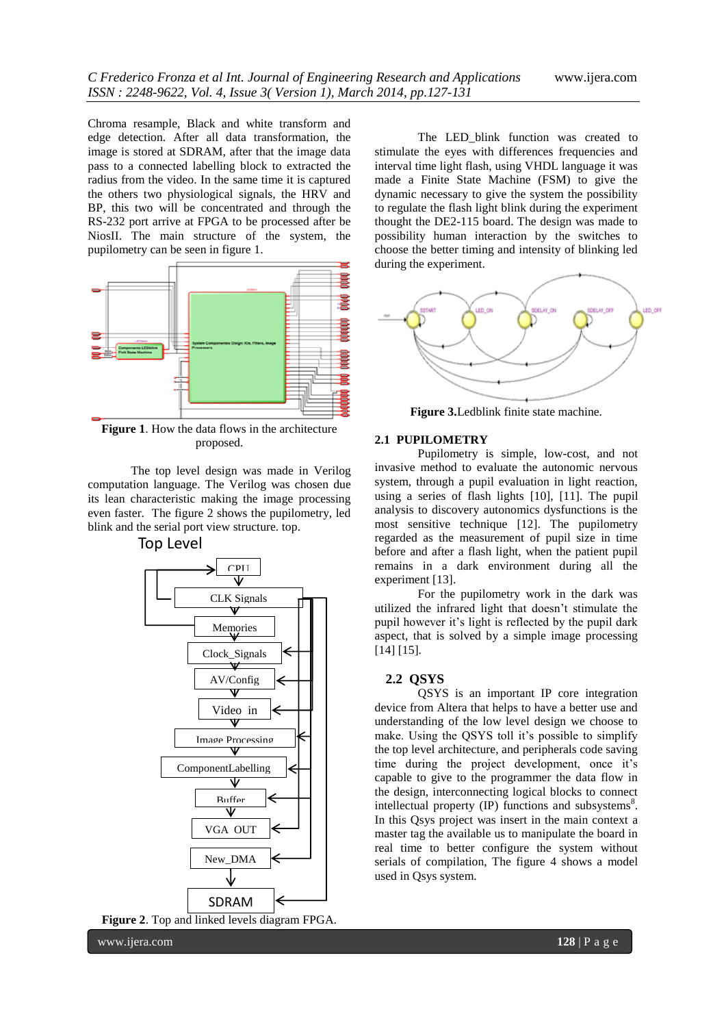Chroma resample, Black and white transform and edge detection. After all data transformation, the image is stored at SDRAM, after that the image data pass to a connected labelling block to extracted the radius from the video. In the same time it is captured the others two physiological signals, the HRV and BP, this two will be concentrated and through the RS-232 port arrive at FPGA to be processed after be NiosII. The main structure of the system, the pupilometry can be seen in figure 1.

**Figure 1**. How the data flows in the architecture proposed.

The top level design was made in Verilog computation language. The Verilog was chosen due its lean characteristic making the image processing even faster. The figure 2 shows the pupilometry, led blink and the serial port view structure. top.

Top Level

CPU
CLK Signals
Memories
Clock_Signals
AV/Config
Video in
Image Processing
ComponentLabelling
Buffer
VGA OUT
New_DMA
SDRAM

**Figure 2**. Top and linked levels diagram FPGA.

The LED_blink function was created to stimulate the eyes with differences frequencies and interval time light flash, using VHDL language it was made a Finite State Machine (FSM) to give the dynamic necessary to give the system the possibility to regulate the flash light blink during the experiment thought the DE2-115 board. The design was made to possibility human interaction by the switches to choose the better timing and intensity of blinking led during the experiment.

SSTART
LED_ON
SDELAY_ON
SDELAY_OFF
LED_OFF

**Figure 3.**Ledblink finite state machine.

### 2.1 PUPILOMETRY

Pupilometry is simple, low-cost, and not invasive method to evaluate the autonomic nervous system, through a pupil evaluation in light reaction, using a series of flash lights [10], [11]. The pupil analysis to discovery autonomics dysfunctions is the most sensitive technique [12]. The pupilometry regarded as the measurement of pupil size in time before and after a flash light, when the patient pupil remains in a dark environment during all the experiment [13].

For the pupilometry work in the dark was utilized the infrared light that doesn't stimulate the pupil however it's light is reflected by the pupil dark aspect, that is solved by a simple image processing [14] [15].

### 2.2 QSYS

QSYS is an important IP core integration device from Altera that helps to have a better use and understanding of the low level design we choose to make. Using the QSYS toll it's possible to simplify the top level architecture, and peripherals code saving time during the project development, once it's capable to give to the programmer the data flow in the design, interconnecting logical blocks to connect intellectual property (IP) functions and subsystems[8]. In this Qsys project was insert in the main context a master tag the available us to manipulate the board in real time to better configure the system without serials of compilation, The figure 4 shows a model used in Qsys system.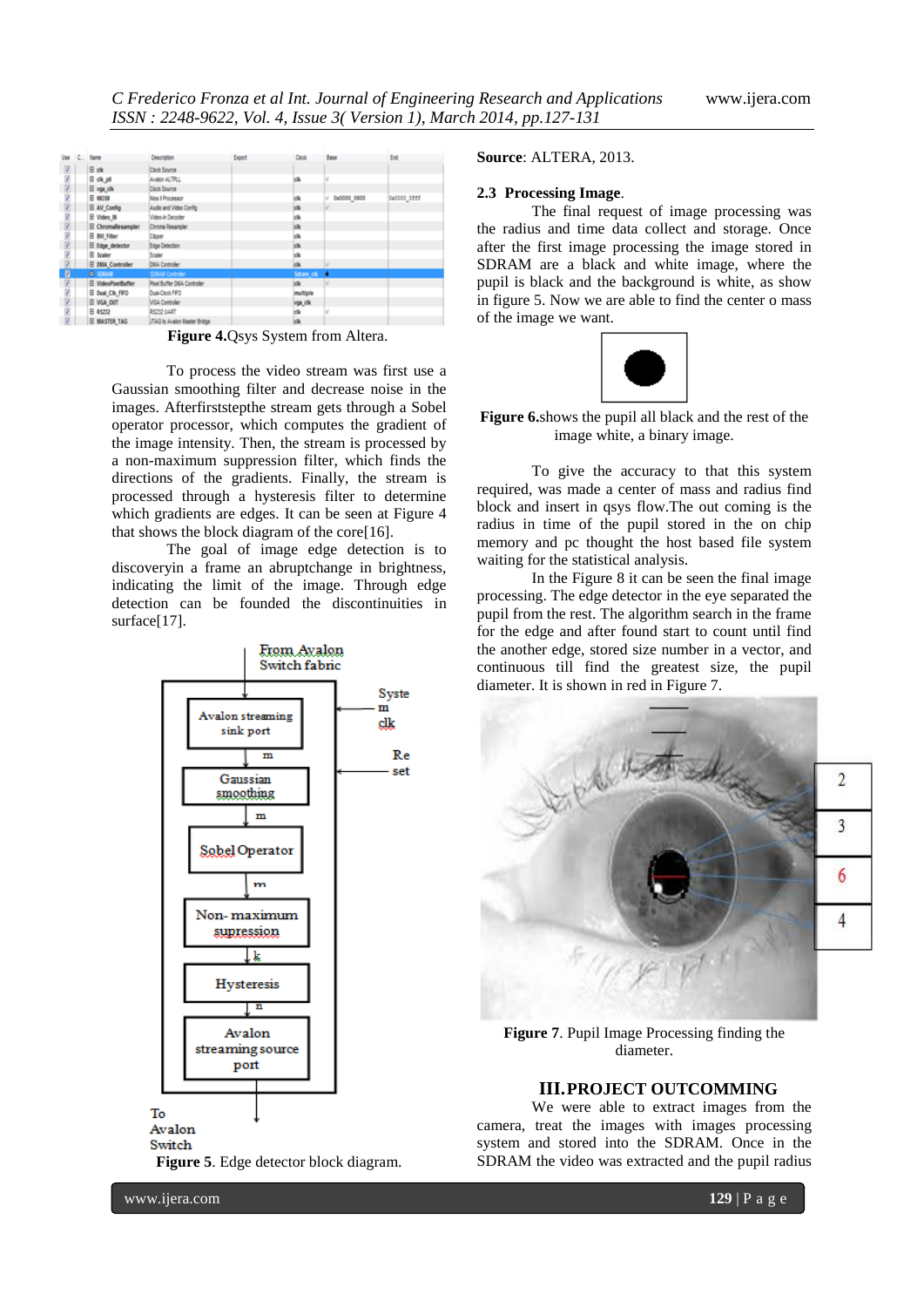**Figure 4.**Qsys System from Altera.

To process the video stream was first use a Gaussian smoothing filter and decrease noise in the images. Afterfirststepthe stream gets through a Sobel operator processor, which computes the gradient of the image intensity. Then, the stream is processed by a non-maximum suppression filter, which finds the directions of the gradients. Finally, the stream is processed through a hysteresis filter to determine which gradients are edges. It can be seen at Figure 4 that shows the block diagram of the core[16].

The goal of image edge detection is to discoveryin a frame an abruptchange in brightness, indicating the limit of the image. Through edge detection can be founded the discontinuities in surface[17].

From Avalon Switch fabric

Avalon streaming sink port

Gaussian smoothing

Sobel Operator

Non- maximum supression

Hysteresis

Avalon streaming source port

To Avalon Switch

System clk

Reset

**Figure 5**. Edge detector block diagram.

**Source**: ALTERA, 2013.

### 2.3 Processing Image.

The final request of image processing was the radius and time data collect and storage. Once after the first image processing the image stored in SDRAM are a black and white image, where the pupil is black and the background is white, as show in figure 5. Now we are able to find the center o mass of the image we want.

**Figure 6.**shows the pupil all black and the rest of the image white, a binary image.

To give the accuracy to that this system required, was made a center of mass and radius find block and insert in qsys flow.The out coming is the radius in time of the pupil stored in the on chip memory and pc thought the host based file system waiting for the statistical analysis.

In the Figure 8 it can be seen the final image processing. The edge detector in the eye separated the pupil from the rest. The algorithm search in the frame for the edge and after found start to count until find the another edge, stored size number in a vector, and continuous till find the greatest size, the pupil diameter. It is shown in red in Figure 7.

2

3

6

4

**Figure 7**. Pupil Image Processing finding the diameter.

## III. PROJECT OUTCOMMING

We were able to extract images from the camera, treat the images with images processing system and stored into the SDRAM. Once in the SDRAM the video was extracted and the pupil radius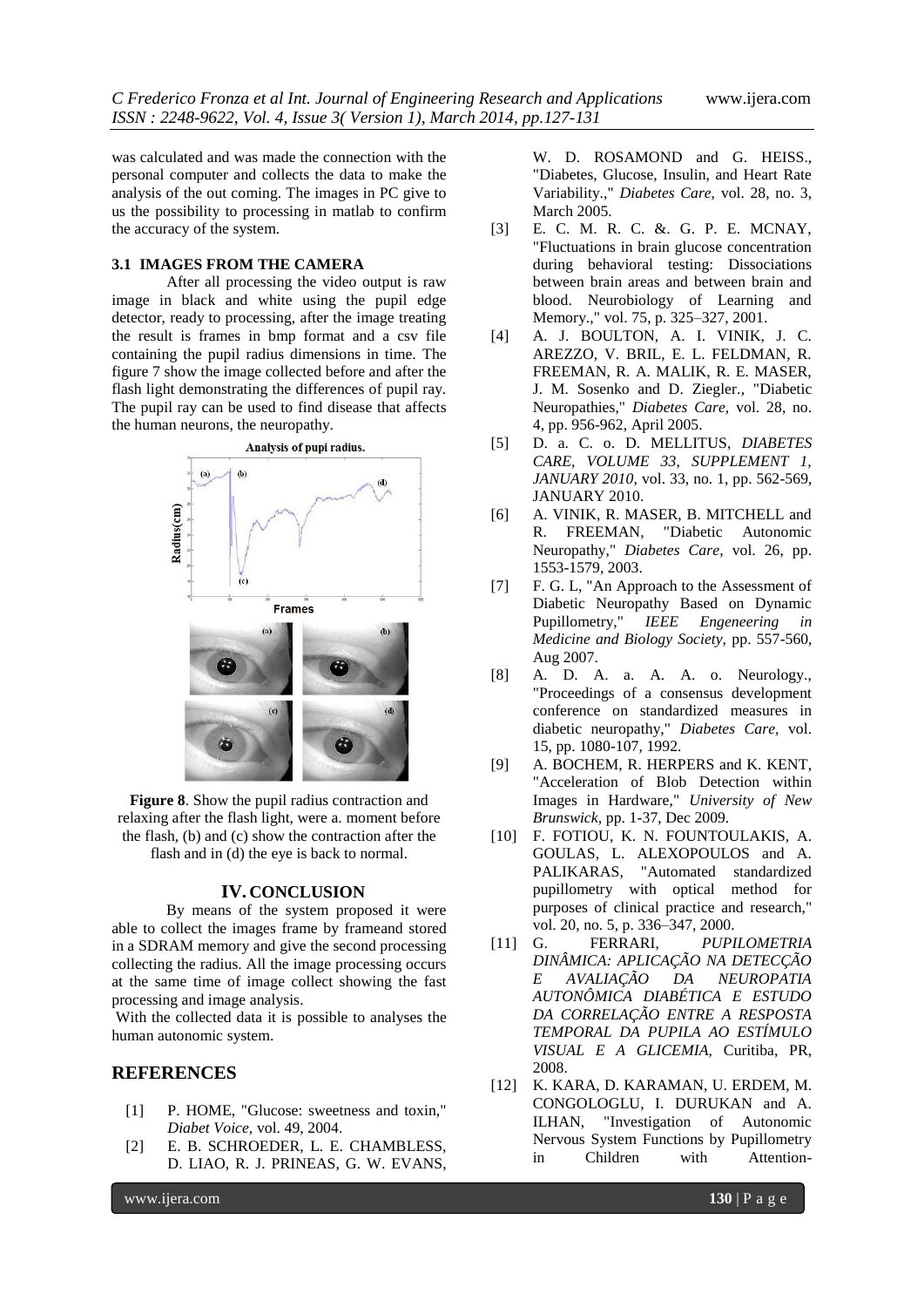was calculated and was made the connection with the personal computer and collects the data to make the analysis of the out coming. The images in PC give to us the possibility to processing in matlab to confirm the accuracy of the system.

### 3.1 IMAGES FROM THE CAMERA

After all processing the video output is raw image in black and white using the pupil edge detector, ready to processing, after the image treating the result is frames in bmp format and a csv file containing the pupil radius dimensions in time. The figure 7 show the image collected before and after the flash light demonstrating the differences of pupil ray. The pupil ray can be used to find disease that affects the human neurons, the neuropathy.

Analysis of pupi radius.

Radius(cm)

Frames

(a) (b) (c) (d)

**Figure 8**. Show the pupil radius contraction and relaxing after the flash light, were a. moment before the flash, (b) and (c) show the contraction after the flash and in (d) the eye is back to normal.

## IV. CONCLUSION

By means of the system proposed it were able to collect the images frame by frameand stored in a SDRAM memory and give the second processing collecting the radius. All the image processing occurs at the same time of image collect showing the fast processing and image analysis.

With the collected data it is possible to analyses the human autonomic system.

## REFERENCES

[1] P. HOME, "Glucose: sweetness and toxin," *Diabet Voice,* vol. 49, 2004.

[2] E. B. SCHROEDER, L. E. CHAMBLESS, D. LIAO, R. J. PRINEAS, G. W. EVANS, W. D. ROSAMOND and G. HEISS., "Diabetes, Glucose, Insulin, and Heart Rate Variability.," *Diabetes Care,* vol. 28, no. 3, March 2005.

[3] E. C. M. R. C. &. G. P. E. MCNAY, "Fluctuations in brain glucose concentration during behavioral testing: Dissociations between brain areas and between brain and blood. Neurobiology of Learning and Memory.," vol. 75, p. 325–327, 2001.

[4] A. J. BOULTON, A. I. VINIK, J. C. AREZZO, V. BRIL, E. L. FELDMAN, R. FREEMAN, R. A. MALIK, R. E. MASER, J. M. Sosenko and D. Ziegler., "Diabetic Neuropathies," *Diabetes Care,* vol. 28, no. 4, pp. 956-962, April 2005.

[5] D. a. C. o. D. MELLITUS, *DIABETES CARE, VOLUME 33, SUPPLEMENT 1, JANUARY 2010,* vol. 33, no. 1, pp. 562-569, JANUARY 2010.

[6] A. VINIK, R. MASER, B. MITCHELL and R. FREEMAN, "Diabetic Autonomic Neuropathy," *Diabetes Care,* vol. 26, pp. 1553-1579, 2003.

[7] F. G. L, "An Approach to the Assessment of Diabetic Neuropathy Based on Dynamic Pupillometry," *IEEE Engeneering in Medicine and Biology Society,* pp. 557-560, Aug 2007.

[8] A. D. A. a. A. A. o. Neurology., "Proceedings of a consensus development conference on standardized measures in diabetic neuropathy," *Diabetes Care,* vol. 15, pp. 1080-107, 1992.

[9] A. BOCHEM, R. HERPERS and K. KENT, "Acceleration of Blob Detection within Images in Hardware," *University of New Brunswick,* pp. 1-37, Dec 2009.

[10] F. FOTIOU, K. N. FOUNTOULAKIS, A. GOULAS, L. ALEXOPOULOS and A. PALIKARAS, "Automated standardized pupillometry with optical method for purposes of clinical practice and research," vol. 20, no. 5, p. 336–347, 2000.

[11] G. FERRARI, *PUPILOMETRIA DINÂMICA: APLICAÇÃO NA DETECÇÃO E AVALIAÇÃO DA NEUROPATIA AUTONÔMICA DIABÉTICA E ESTUDO DA CORRELAÇÃO ENTRE A RESPOSTA TEMPORAL DA PUPILA AO ESTÍMULO VISUAL E A GLICEMIA,* Curitiba, PR, 2008.

[12] K. KARA, D. KARAMAN, U. ERDEM, M. CONGOLOGLU, I. DURUKAN and A. ILHAN, "Investigation of Autonomic Nervous System Functions by Pupillometry in Children with Attention-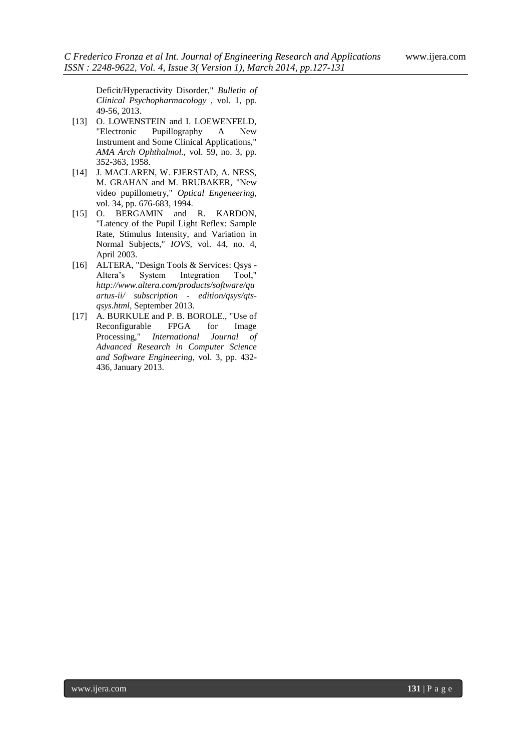Deficit/Hyperactivity Disorder," *Bulletin of Clinical Psychopharmacology* , vol. 1, pp. 49-56, 2013.

[13] O. LOWENSTEIN and I. LOEWENFELD, "Electronic Pupillography A New Instrument and Some Clinical Applications," *AMA Arch Ophthalmol.,* vol. 59, no. 3, pp. 352-363, 1958.

[14] J. MACLAREN, W. FJERSTAD, A. NESS, M. GRAHAN and M. BRUBAKER, "New video pupillometry," *Optical Engeneering,* vol. 34, pp. 676-683, 1994.

[15] O. BERGAMIN and R. KARDON, "Latency of the Pupil Light Reflex: Sample Rate, Stimulus Intensity, and Variation in Normal Subjects," *IOVS,* vol. 44, no. 4, April 2003.

[16] ALTERA, "Design Tools & Services: Qsys - Altera's System Integration Tool," *http://www.altera.com/products/software/quartus-ii/ subscription - edition/qsys/qts-qsys.html*, September 2013.

[17] A. BURKULE and P. B. BOROLE., "Use of Reconfigurable FPGA for Image Processing," *International Journal of Advanced Research in Computer Science and Software Engineering,* vol. 3, pp. 432-436, January 2013.